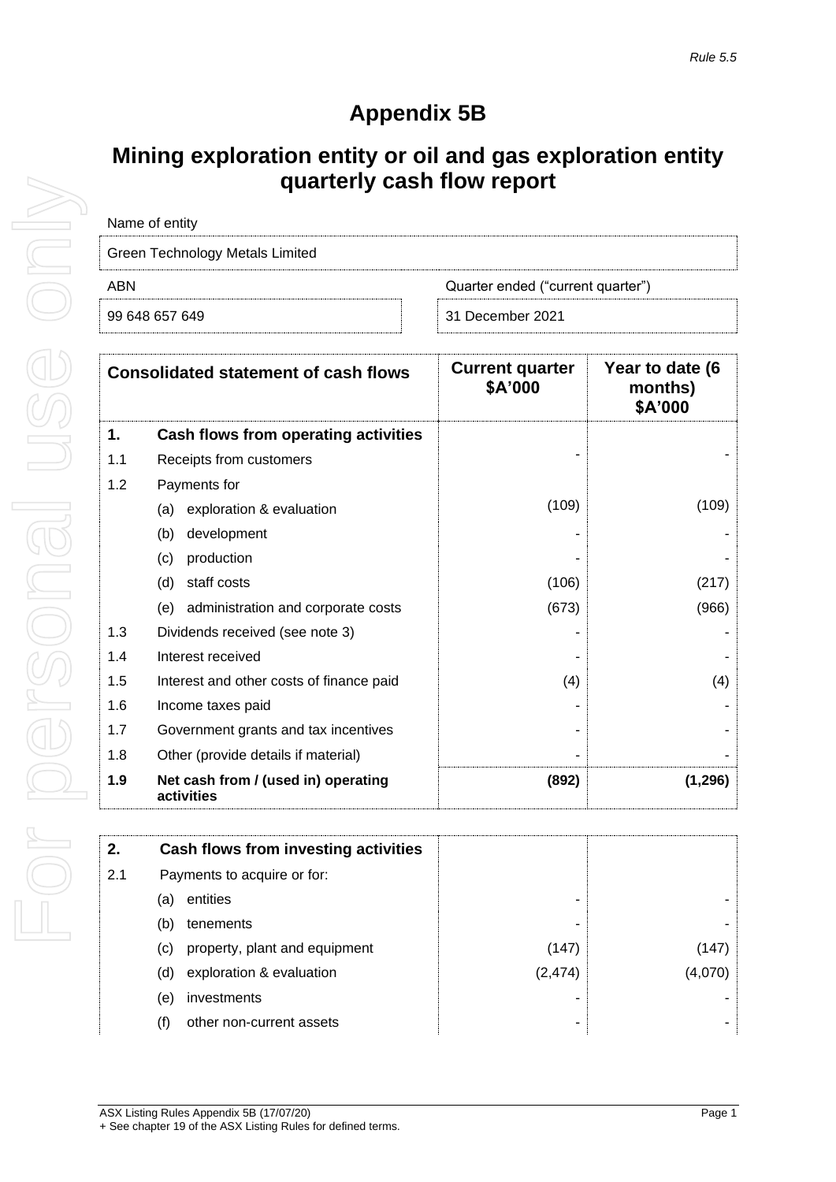*Rule 5.5*

# Appendix 5B

## Mining exploration entity or oil and gas exploration entity quarterly cash flow report

| Name of entity | |
|---|---|
| Green Technology Metals Limited | |
| **ABN** | **Quarter ended ("current quarter")** |
| 99 648 657 649 | 31 December 2021 |

| | Consolidated statement of cash flows | Current quarter $A'000 | Year to date (6 months) $A'000 |
|---|---|---|---|
| **1.** | **Cash flows from operating activities** | | |
| 1.1 | Receipts from customers | - | - |
| 1.2 | Payments for | | |
| | (a) exploration & evaluation | (109) | (109) |
| | (b) development | - | - |
| | (c) production | - | - |
| | (d) staff costs | (106) | (217) |
| | (e) administration and corporate costs | (673) | (966) |
| 1.3 | Dividends received (see note 3) | - | - |
| 1.4 | Interest received | - | - |
| 1.5 | Interest and other costs of finance paid | (4) | (4) |
| 1.6 | Income taxes paid | - | - |
| 1.7 | Government grants and tax incentives | - | - |
| 1.8 | Other (provide details if material) | - | - |
| **1.9** | **Net cash from / (used in) operating activities** | **(892)** | **(1,296)** |

| | | | |
|---|---|---|---|
| **2.** | **Cash flows from investing activities** | | |
| 2.1 | Payments to acquire or for: | | |
| | (a) entities | - | - |
| | (b) tenements | - | - |
| | (c) property, plant and equipment | (147) | (147) |
| | (d) exploration & evaluation | (2,474) | (4,070) |
| | (e) investments | - | - |
| | (f) other non-current assets | - | - |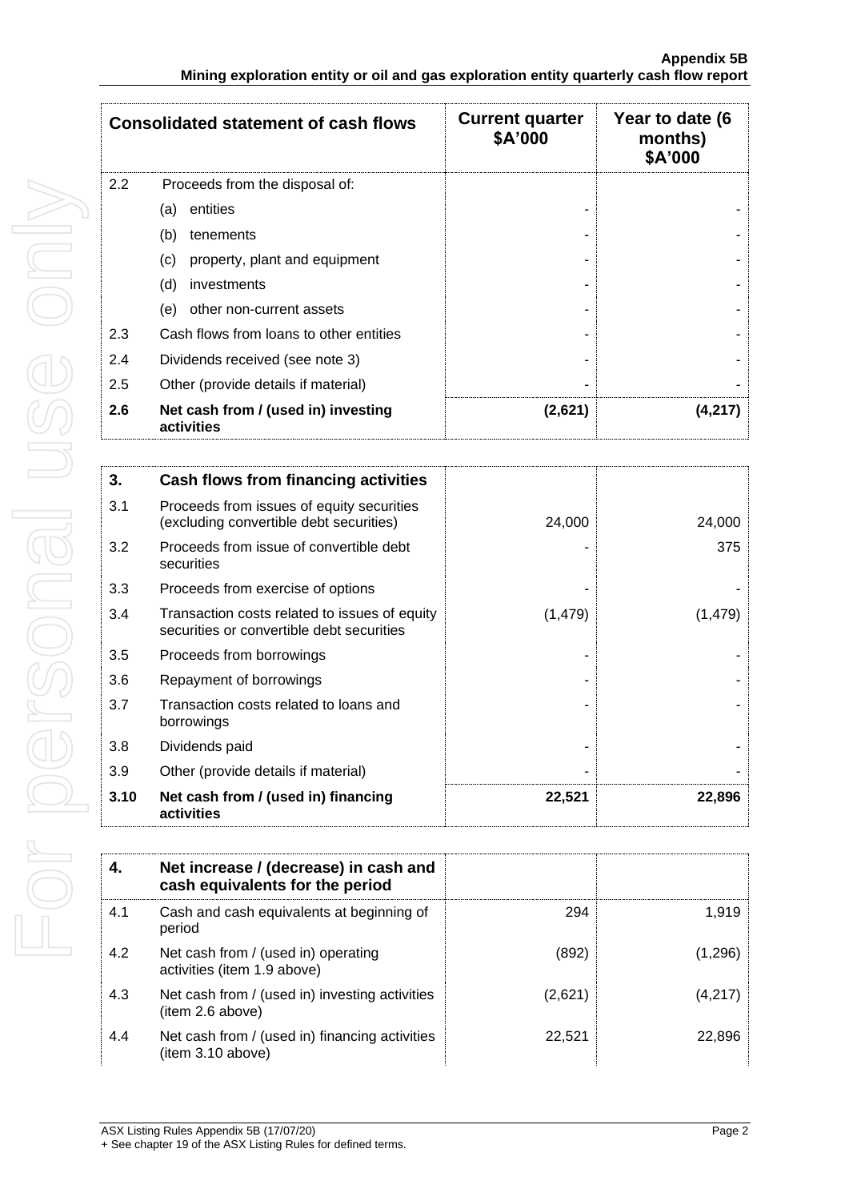| Consolidated statement of cash flows | | Current quarter $A'000 | Year to date (6 months) $A'000 |
|---|---|---|---|
| 2.2 | Proceeds from the disposal of: | | |
| | (a) entities | - | - |
| | (b) tenements | - | - |
| | (c) property, plant and equipment | - | - |
| | (d) investments | - | - |
| | (e) other non-current assets | - | - |
| 2.3 | Cash flows from loans to other entities | - | - |
| 2.4 | Dividends received (see note 3) | - | - |
| 2.5 | Other (provide details if material) | - | - |
| **2.6** | **Net cash from / (used in) investing activities** | **(2,621)** | **(4,217)** |

| **3.** | **Cash flows from financing activities** | | |
|---|---|---|---|
| 3.1 | Proceeds from issues of equity securities (excluding convertible debt securities) | 24,000 | 24,000 |
| 3.2 | Proceeds from issue of convertible debt securities | - | 375 |
| 3.3 | Proceeds from exercise of options | - | - |
| 3.4 | Transaction costs related to issues of equity securities or convertible debt securities | (1,479) | (1,479) |
| 3.5 | Proceeds from borrowings | - | - |
| 3.6 | Repayment of borrowings | - | - |
| 3.7 | Transaction costs related to loans and borrowings | - | - |
| 3.8 | Dividends paid | - | - |
| 3.9 | Other (provide details if material) | - | - |
| **3.10** | **Net cash from / (used in) financing activities** | **22,521** | **22,896** |

| **4.** | **Net increase / (decrease) in cash and cash equivalents for the period** | | |
|---|---|---|---|
| 4.1 | Cash and cash equivalents at beginning of period | 294 | 1,919 |
| 4.2 | Net cash from / (used in) operating activities (item 1.9 above) | (892) | (1,296) |
| 4.3 | Net cash from / (used in) investing activities (item 2.6 above) | (2,621) | (4,217) |
| 4.4 | Net cash from / (used in) financing activities (item 3.10 above) | 22,521 | 22,896 |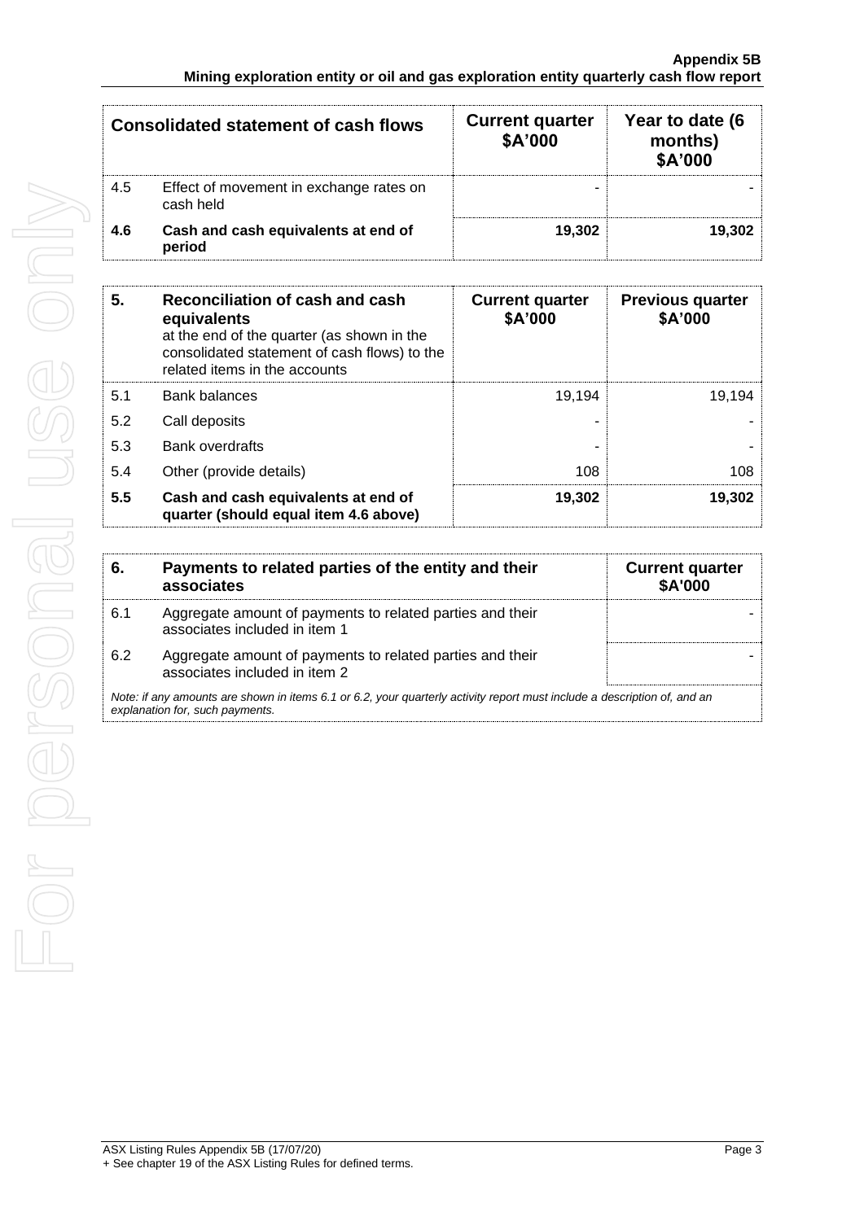| Consolidated statement of cash flows | | Current quarter \$A'000 | Year to date (6 months) \$A'000 |
|---|---|---|---|
| 4.5 | Effect of movement in exchange rates on cash held | - | - |
| **4.6** | **Cash and cash equivalents at end of period** | **19,302** | **19,302** |

| **5.** | **Reconciliation of cash and cash equivalents** at the end of the quarter (as shown in the consolidated statement of cash flows) to the related items in the accounts | **Current quarter \$A'000** | **Previous quarter \$A'000** |
|---|---|---|---|
| 5.1 | Bank balances | 19,194 | 19,194 |
| 5.2 | Call deposits | - | - |
| 5.3 | Bank overdrafts | - | - |
| 5.4 | Other (provide details) | 108 | 108 |
| **5.5** | **Cash and cash equivalents at end of quarter (should equal item 4.6 above)** | **19,302** | **19,302** |

| **6.** | **Payments to related parties of the entity and their associates** | **Current quarter \$A'000** |
|---|---|---|
| 6.1 | Aggregate amount of payments to related parties and their associates included in item 1 | - |
| 6.2 | Aggregate amount of payments to related parties and their associates included in item 2 | - |

*Note: if any amounts are shown in items 6.1 or 6.2, your quarterly activity report must include a description of, and an explanation for, such payments.*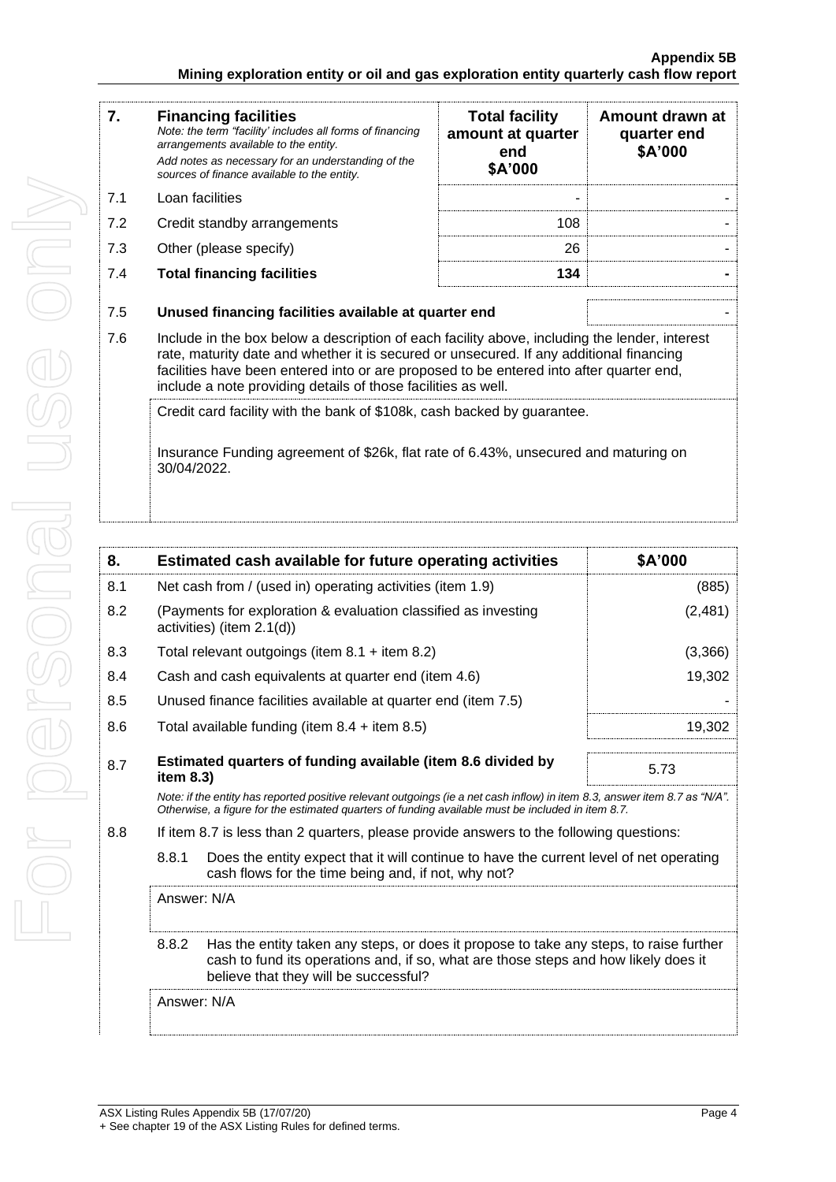| 7. | **Financing facilities** *Note: the term "facility' includes all forms of financing arrangements available to the entity.* *Add notes as necessary for an understanding of the sources of finance available to the entity.* | **Total facility amount at quarter end \$A'000** | **Amount drawn at quarter end \$A'000** |
|---|---|---|---|
| 7.1 | Loan facilities | - | - |
| 7.2 | Credit standby arrangements | 108 | - |
| 7.3 | Other (please specify) | 26 | - |
| 7.4 | **Total financing facilities** | **134** | **-** |

| | | |
|---|---|---|
| 7.5 | **Unused financing facilities available at quarter end** | - |

7.6 Include in the box below a description of each facility above, including the lender, interest rate, maturity date and whether it is secured or unsecured. If any additional financing facilities have been entered into or are proposed to be entered into after quarter end, include a note providing details of those facilities as well.

Credit card facility with the bank of $108k, cash backed by guarantee.

Insurance Funding agreement of $26k, flat rate of 6.43%, unsecured and maturing on 30/04/2022.

| 8. | **Estimated cash available for future operating activities** | **\$A'000** |
|---|---|---|
| 8.1 | Net cash from / (used in) operating activities (item 1.9) | (885) |
| 8.2 | (Payments for exploration & evaluation classified as investing activities) (item 2.1(d)) | (2,481) |
| 8.3 | Total relevant outgoings (item 8.1 + item 8.2) | (3,366) |
| 8.4 | Cash and cash equivalents at quarter end (item 4.6) | 19,302 |
| 8.5 | Unused finance facilities available at quarter end (item 7.5) | - |
| 8.6 | Total available funding (item 8.4 + item 8.5) | 19,302 |
| 8.7 | **Estimated quarters of funding available (item 8.6 divided by item 8.3)** | 5.73 |

*Note: if the entity has reported positive relevant outgoings (ie a net cash inflow) in item 8.3, answer item 8.7 as "N/A". Otherwise, a figure for the estimated quarters of funding available must be included in item 8.7.*

8.8 If item 8.7 is less than 2 quarters, please provide answers to the following questions:

8.8.1 Does the entity expect that it will continue to have the current level of net operating cash flows for the time being and, if not, why not?

Answer: N/A

8.8.2 Has the entity taken any steps, or does it propose to take any steps, to raise further cash to fund its operations and, if so, what are those steps and how likely does it believe that they will be successful?

Answer: N/A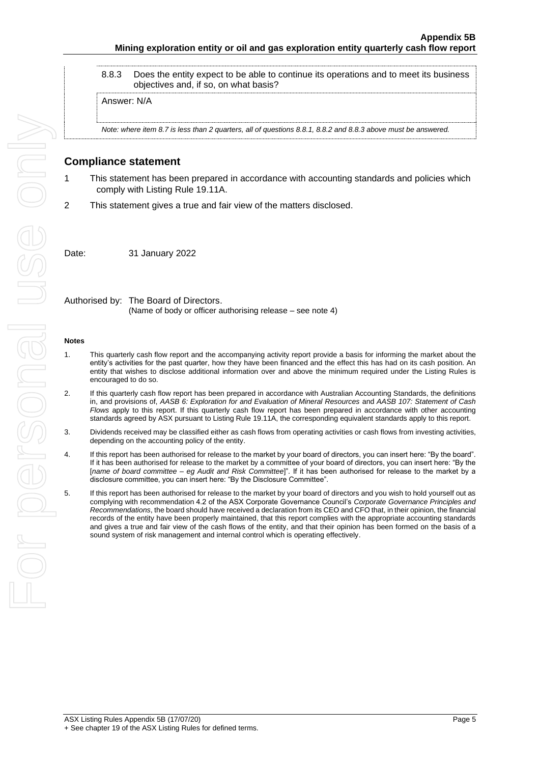8.8.3 Does the entity expect to be able to continue its operations and to meet its business objectives and, if so, on what basis?

Answer: N/A

*Note: where item 8.7 is less than 2 quarters, all of questions 8.8.1, 8.8.2 and 8.8.3 above must be answered.*

## Compliance statement

1. This statement has been prepared in accordance with accounting standards and policies which comply with Listing Rule 19.11A.
2. This statement gives a true and fair view of the matters disclosed.

Date: 31 January 2022

Authorised by: The Board of Directors.
(Name of body or officer authorising release – see note 4)

#### Notes

1. This quarterly cash flow report and the accompanying activity report provide a basis for informing the market about the entity's activities for the past quarter, how they have been financed and the effect this has had on its cash position. An entity that wishes to disclose additional information over and above the minimum required under the Listing Rules is encouraged to do so.
2. If this quarterly cash flow report has been prepared in accordance with Australian Accounting Standards, the definitions in, and provisions of, *AASB 6: Exploration for and Evaluation of Mineral Resources* and *AASB 107: Statement of Cash Flows* apply to this report. If this quarterly cash flow report has been prepared in accordance with other accounting standards agreed by ASX pursuant to Listing Rule 19.11A, the corresponding equivalent standards apply to this report.
3. Dividends received may be classified either as cash flows from operating activities or cash flows from investing activities, depending on the accounting policy of the entity.
4. If this report has been authorised for release to the market by your board of directors, you can insert here: "By the board". If it has been authorised for release to the market by a committee of your board of directors, you can insert here: "By the [*name of board committee – eg Audit and Risk Committee*]". If it has been authorised for release to the market by a disclosure committee, you can insert here: "By the Disclosure Committee".
5. If this report has been authorised for release to the market by your board of directors and you wish to hold yourself out as complying with recommendation 4.2 of the ASX Corporate Governance Council's *Corporate Governance Principles and Recommendations*, the board should have received a declaration from its CEO and CFO that, in their opinion, the financial records of the entity have been properly maintained, that this report complies with the appropriate accounting standards and gives a true and fair view of the cash flows of the entity, and that their opinion has been formed on the basis of a sound system of risk management and internal control which is operating effectively.